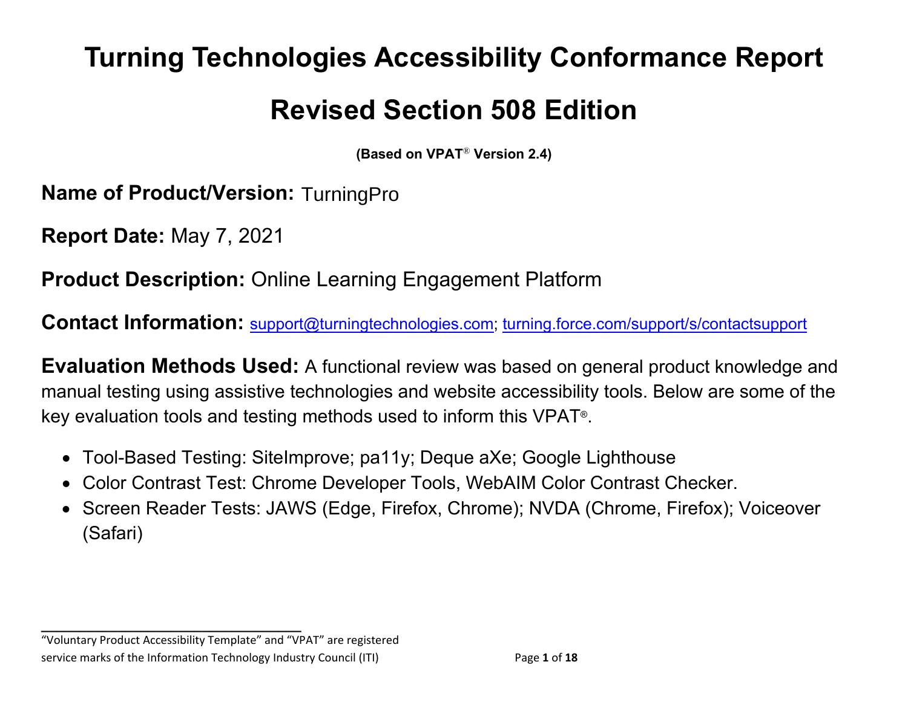# Turning Technologies Accessibility Conformance Report

# Revised Section 508 Edition

**(Based on VPAT® Version 2.4)**

**Name of Product/Version:** TurningPro

**Report Date:** May 7, 2021

**Product Description:** Online Learning Engagement Platform

**Contact Information:** support@turningtechnologies.com; turning.force.com/support/s/contactsupport

**Evaluation Methods Used:** A functional review was based on general product knowledge and manual testing using assistive technologies and website accessibility tools. Below are some of the key evaluation tools and testing methods used to inform this VPAT®.

- Tool-Based Testing: SiteImprove; pa11y; Deque aXe; Google Lighthouse
- Color Contrast Test: Chrome Developer Tools, WebAIM Color Contrast Checker.
- Screen Reader Tests: JAWS (Edge, Firefox, Chrome); NVDA (Chrome, Firefox); Voiceover (Safari)

---

"Voluntary Product Accessibility Template" and "VPAT" are registered service marks of the Information Technology Industry Council (ITI)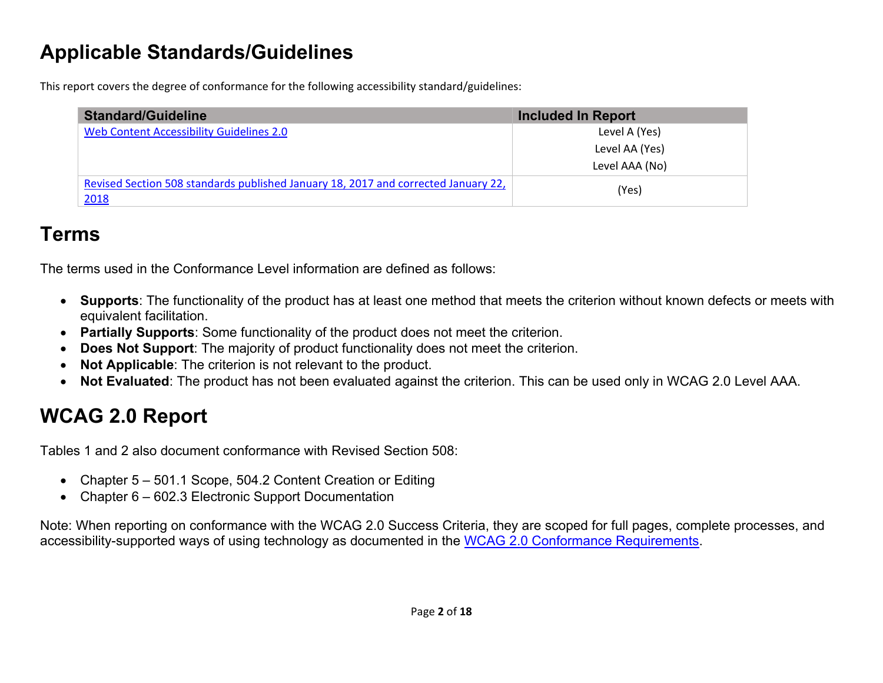# Applicable Standards/Guidelines

This report covers the degree of conformance for the following accessibility standard/guidelines:

| Standard/Guideline | Included In Report |
| --- | --- |
| [Web Content Accessibility Guidelines 2.0]() | Level A (Yes)<br>Level AA (Yes)<br>Level AAA (No) |
| [Revised Section 508 standards published January 18, 2017 and corrected January 22, 2018]() | (Yes) |

# Terms

The terms used in the Conformance Level information are defined as follows:

- **Supports**: The functionality of the product has at least one method that meets the criterion without known defects or meets with equivalent facilitation.
- **Partially Supports**: Some functionality of the product does not meet the criterion.
- **Does Not Support**: The majority of product functionality does not meet the criterion.
- **Not Applicable**: The criterion is not relevant to the product.
- **Not Evaluated**: The product has not been evaluated against the criterion. This can be used only in WCAG 2.0 Level AAA.

# WCAG 2.0 Report

Tables 1 and 2 also document conformance with Revised Section 508:

- Chapter 5 – 501.1 Scope, 504.2 Content Creation or Editing
- Chapter 6 – 602.3 Electronic Support Documentation

Note: When reporting on conformance with the WCAG 2.0 Success Criteria, they are scoped for full pages, complete processes, and accessibility-supported ways of using technology as documented in the [WCAG 2.0 Conformance Requirements]().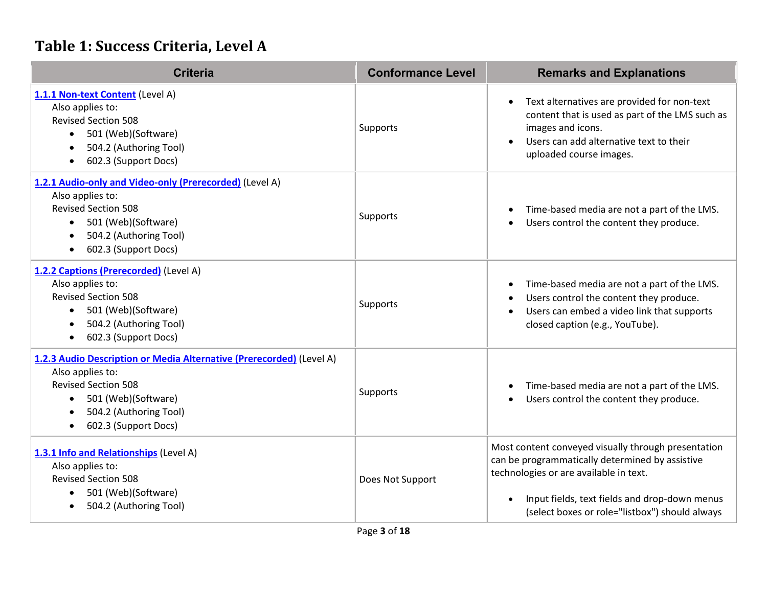## Table 1: Success Criteria, Level A

| Criteria | Conformance Level | Remarks and Explanations |
| --- | --- | --- |
| **1.1.1 Non-text Content** (Level A)<br>Also applies to:<br>Revised Section 508<br>• 501 (Web)(Software)<br>• 504.2 (Authoring Tool)<br>• 602.3 (Support Docs) | Supports | • Text alternatives are provided for non-text content that is used as part of the LMS such as images and icons.<br>• Users can add alternative text to their uploaded course images. |
| **1.2.1 Audio-only and Video-only (Prerecorded)** (Level A)<br>Also applies to:<br>Revised Section 508<br>• 501 (Web)(Software)<br>• 504.2 (Authoring Tool)<br>• 602.3 (Support Docs) | Supports | • Time-based media are not a part of the LMS.<br>• Users control the content they produce. |
| **1.2.2 Captions (Prerecorded)** (Level A)<br>Also applies to:<br>Revised Section 508<br>• 501 (Web)(Software)<br>• 504.2 (Authoring Tool)<br>• 602.3 (Support Docs) | Supports | • Time-based media are not a part of the LMS.<br>• Users control the content they produce.<br>• Users can embed a video link that supports closed caption (e.g., YouTube). |
| **1.2.3 Audio Description or Media Alternative (Prerecorded)** (Level A)<br>Also applies to:<br>Revised Section 508<br>• 501 (Web)(Software)<br>• 504.2 (Authoring Tool)<br>• 602.3 (Support Docs) | Supports | • Time-based media are not a part of the LMS.<br>• Users control the content they produce. |
| **1.3.1 Info and Relationships** (Level A)<br>Also applies to:<br>Revised Section 508<br>• 501 (Web)(Software)<br>• 504.2 (Authoring Tool) | Does Not Support | Most content conveyed visually through presentation can be programmatically determined by assistive technologies or are available in text.<br><br>• Input fields, text fields and drop-down menus (select boxes or role="listbox") should always |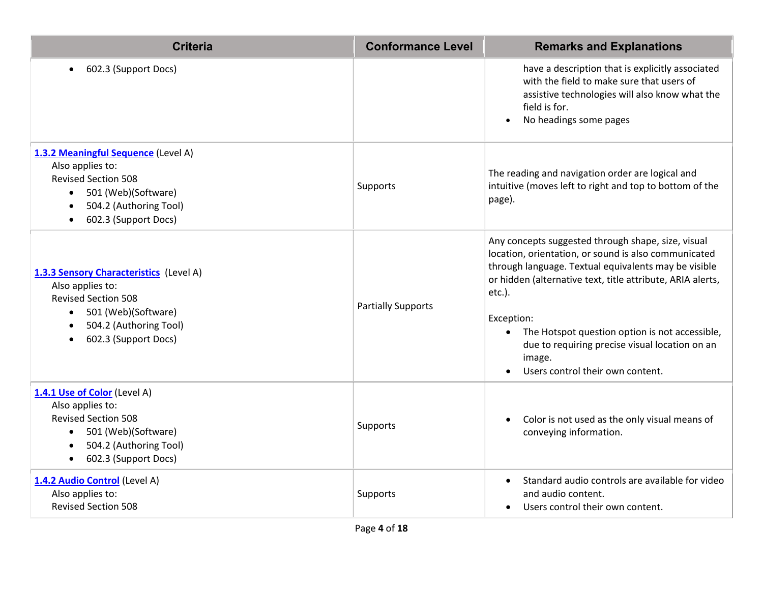| Criteria | Conformance Level | Remarks and Explanations |
| --- | --- | --- |
| • 602.3 (Support Docs) | | have a description that is explicitly associated with the field to make sure that users of assistive technologies will also know what the field is for.<br>• No headings some pages |
| **[1.3.2 Meaningful Sequence]()** (Level A)<br>Also applies to:<br>Revised Section 508<br>• 501 (Web)(Software)<br>• 504.2 (Authoring Tool)<br>• 602.3 (Support Docs) | Supports | The reading and navigation order are logical and intuitive (moves left to right and top to bottom of the page). |
| **[1.3.3 Sensory Characteristics]()** (Level A)<br>Also applies to:<br>Revised Section 508<br>• 501 (Web)(Software)<br>• 504.2 (Authoring Tool)<br>• 602.3 (Support Docs) | Partially Supports | Any concepts suggested through shape, size, visual location, orientation, or sound is also communicated through language. Textual equivalents may be visible or hidden (alternative text, title attribute, ARIA alerts, etc.).<br><br>Exception:<br>• The Hotspot question option is not accessible, due to requiring precise visual location on an image.<br>• Users control their own content. |
| **[1.4.1 Use of Color]()** (Level A)<br>Also applies to:<br>Revised Section 508<br>• 501 (Web)(Software)<br>• 504.2 (Authoring Tool)<br>• 602.3 (Support Docs) | Supports | • Color is not used as the only visual means of conveying information. |
| **[1.4.2 Audio Control]()** (Level A)<br>Also applies to:<br>Revised Section 508 | Supports | • Standard audio controls are available for video and audio content.<br>• Users control their own content. |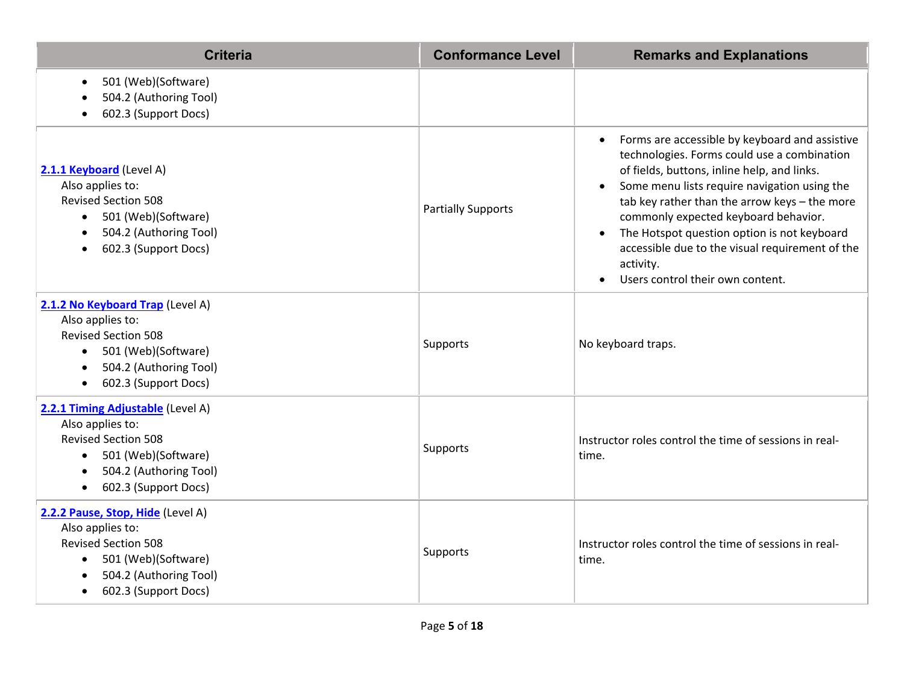| Criteria | Conformance Level | Remarks and Explanations |
|---|---|---|
| <ul><li>501 (Web)(Software)</li><li>504.2 (Authoring Tool)</li><li>602.3 (Support Docs)</li></ul> | | |
| **2.1.1 Keyboard** (Level A)<br>Also applies to:<br>Revised Section 508<ul><li>501 (Web)(Software)</li><li>504.2 (Authoring Tool)</li><li>602.3 (Support Docs)</li></ul> | Partially Supports | <ul><li>Forms are accessible by keyboard and assistive technologies. Forms could use a combination of fields, buttons, inline help, and links.</li><li>Some menu lists require navigation using the tab key rather than the arrow keys – the more commonly expected keyboard behavior.</li><li>The Hotspot question option is not keyboard accessible due to the visual requirement of the activity.</li><li>Users control their own content.</li></ul> |
| **2.1.2 No Keyboard Trap** (Level A)<br>Also applies to:<br>Revised Section 508<ul><li>501 (Web)(Software)</li><li>504.2 (Authoring Tool)</li><li>602.3 (Support Docs)</li></ul> | Supports | No keyboard traps. |
| **2.2.1 Timing Adjustable** (Level A)<br>Also applies to:<br>Revised Section 508<ul><li>501 (Web)(Software)</li><li>504.2 (Authoring Tool)</li><li>602.3 (Support Docs)</li></ul> | Supports | Instructor roles control the time of sessions in real-time. |
| **2.2.2 Pause, Stop, Hide** (Level A)<br>Also applies to:<br>Revised Section 508<ul><li>501 (Web)(Software)</li><li>504.2 (Authoring Tool)</li><li>602.3 (Support Docs)</li></ul> | Supports | Instructor roles control the time of sessions in real-time. |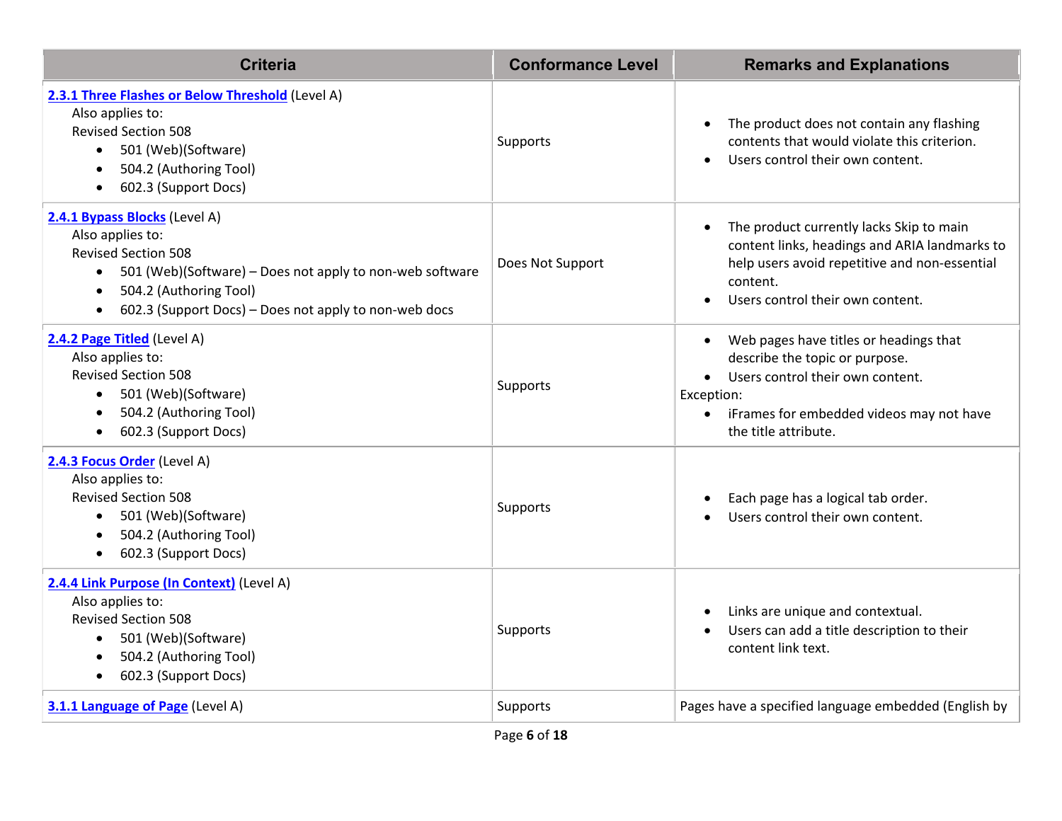| Criteria | Conformance Level | Remarks and Explanations |
|---|---|---|
| **[2.3.1 Three Flashes or Below Threshold]()** (Level A)<br>Also applies to:<br>Revised Section 508<br>• 501 (Web)(Software)<br>• 504.2 (Authoring Tool)<br>• 602.3 (Support Docs) | Supports | • The product does not contain any flashing contents that would violate this criterion.<br>• Users control their own content. |
| **[2.4.1 Bypass Blocks]()** (Level A)<br>Also applies to:<br>Revised Section 508<br>• 501 (Web)(Software) – Does not apply to non-web software<br>• 504.2 (Authoring Tool)<br>• 602.3 (Support Docs) – Does not apply to non-web docs | Does Not Support | • The product currently lacks Skip to main content links, headings and ARIA landmarks to help users avoid repetitive and non-essential content.<br>• Users control their own content. |
| **[2.4.2 Page Titled]()** (Level A)<br>Also applies to:<br>Revised Section 508<br>• 501 (Web)(Software)<br>• 504.2 (Authoring Tool)<br>• 602.3 (Support Docs) | Supports | • Web pages have titles or headings that describe the topic or purpose.<br>• Users control their own content.<br>Exception:<br>• iFrames for embedded videos may not have the title attribute. |
| **[2.4.3 Focus Order]()** (Level A)<br>Also applies to:<br>Revised Section 508<br>• 501 (Web)(Software)<br>• 504.2 (Authoring Tool)<br>• 602.3 (Support Docs) | Supports | • Each page has a logical tab order.<br>• Users control their own content. |
| **[2.4.4 Link Purpose (In Context)]()** (Level A)<br>Also applies to:<br>Revised Section 508<br>• 501 (Web)(Software)<br>• 504.2 (Authoring Tool)<br>• 602.3 (Support Docs) | Supports | • Links are unique and contextual.<br>• Users can add a title description to their content link text. |
| **[3.1.1 Language of Page]()** (Level A) | Supports | Pages have a specified language embedded (English by |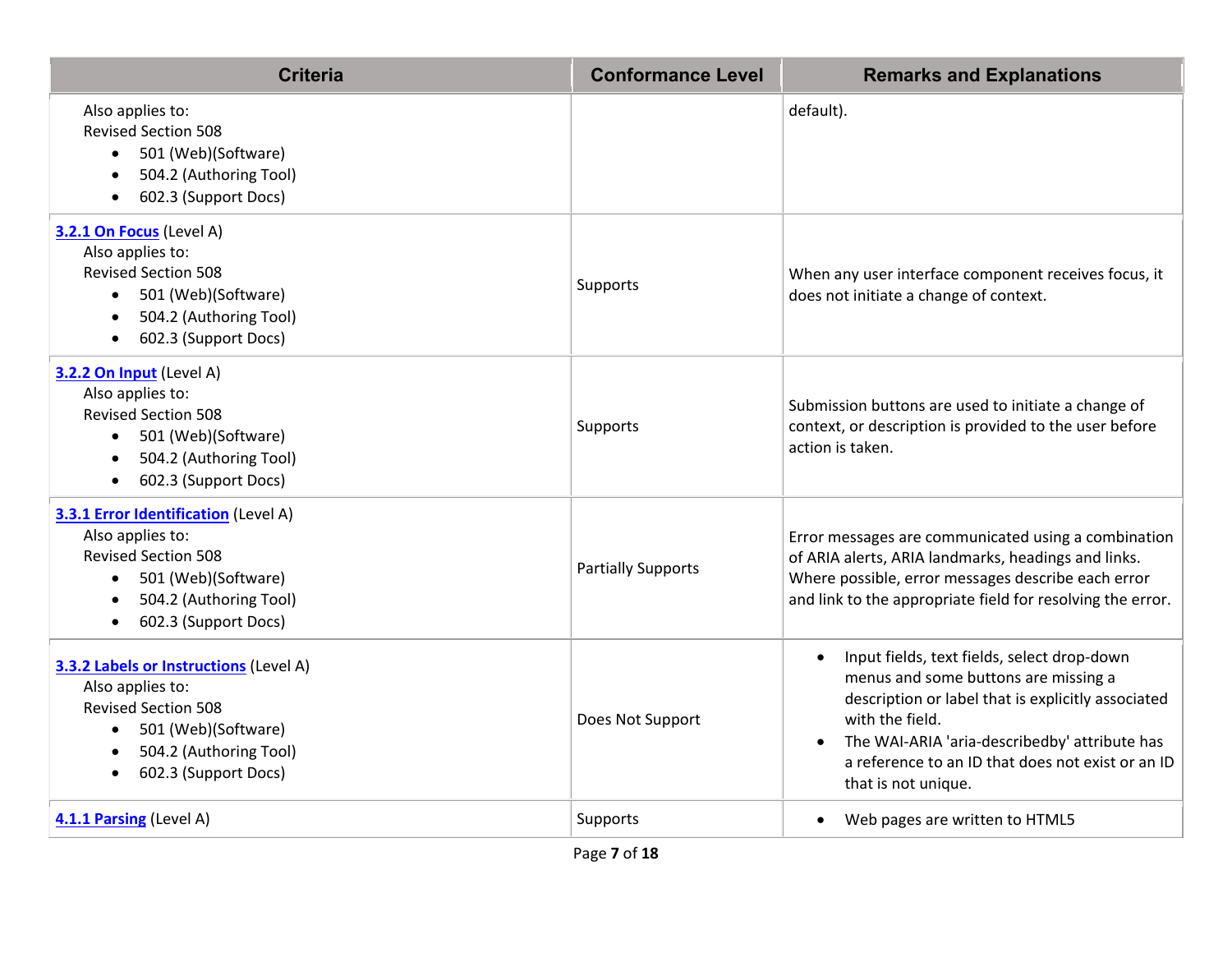| Criteria | Conformance Level | Remarks and Explanations |
| --- | --- | --- |
| Also applies to:<br>Revised Section 508<br>• 501 (Web)(Software)<br>• 504.2 (Authoring Tool)<br>• 602.3 (Support Docs) | | default). |
| [3.2.1 On Focus](#) (Level A)<br>Also applies to:<br>Revised Section 508<br>• 501 (Web)(Software)<br>• 504.2 (Authoring Tool)<br>• 602.3 (Support Docs) | Supports | When any user interface component receives focus, it does not initiate a change of context. |
| [3.2.2 On Input](#) (Level A)<br>Also applies to:<br>Revised Section 508<br>• 501 (Web)(Software)<br>• 504.2 (Authoring Tool)<br>• 602.3 (Support Docs) | Supports | Submission buttons are used to initiate a change of context, or description is provided to the user before action is taken. |
| [3.3.1 Error Identification](#) (Level A)<br>Also applies to:<br>Revised Section 508<br>• 501 (Web)(Software)<br>• 504.2 (Authoring Tool)<br>• 602.3 (Support Docs) | Partially Supports | Error messages are communicated using a combination of ARIA alerts, ARIA landmarks, headings and links. Where possible, error messages describe each error and link to the appropriate field for resolving the error. |
| [3.3.2 Labels or Instructions](#) (Level A)<br>Also applies to:<br>Revised Section 508<br>• 501 (Web)(Software)<br>• 504.2 (Authoring Tool)<br>• 602.3 (Support Docs) | Does Not Support | • Input fields, text fields, select drop-down menus and some buttons are missing a description or label that is explicitly associated with the field.<br>• The WAI-ARIA 'aria-describedby' attribute has a reference to an ID that does not exist or an ID that is not unique. |
| [4.1.1 Parsing](#) (Level A) | Supports | • Web pages are written to HTML5 |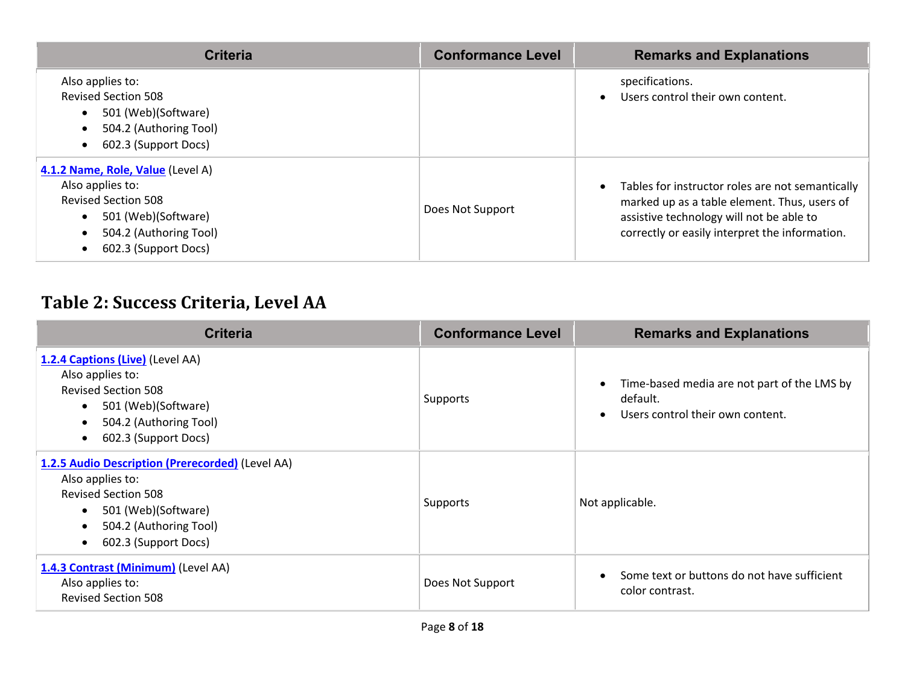| Criteria | Conformance Level | Remarks and Explanations |
| --- | --- | --- |
| Also applies to:<br>Revised Section 508<br>• 501 (Web)(Software)<br>• 504.2 (Authoring Tool)<br>• 602.3 (Support Docs) | | specifications.<br>• Users control their own content. |
| **4.1.2 Name, Role, Value** (Level A)<br>Also applies to:<br>Revised Section 508<br>• 501 (Web)(Software)<br>• 504.2 (Authoring Tool)<br>• 602.3 (Support Docs) | Does Not Support | • Tables for instructor roles are not semantically marked up as a table element. Thus, users of assistive technology will not be able to correctly or easily interpret the information. |

## Table 2: Success Criteria, Level AA

| Criteria | Conformance Level | Remarks and Explanations |
| --- | --- | --- |
| **1.2.4 Captions (Live)** (Level AA)<br>Also applies to:<br>Revised Section 508<br>• 501 (Web)(Software)<br>• 504.2 (Authoring Tool)<br>• 602.3 (Support Docs) | Supports | • Time-based media are not part of the LMS by default.<br>• Users control their own content. |
| **1.2.5 Audio Description (Prerecorded)** (Level AA)<br>Also applies to:<br>Revised Section 508<br>• 501 (Web)(Software)<br>• 504.2 (Authoring Tool)<br>• 602.3 (Support Docs) | Supports | Not applicable. |
| **1.4.3 Contrast (Minimum)** (Level AA)<br>Also applies to:<br>Revised Section 508 | Does Not Support | • Some text or buttons do not have sufficient color contrast. |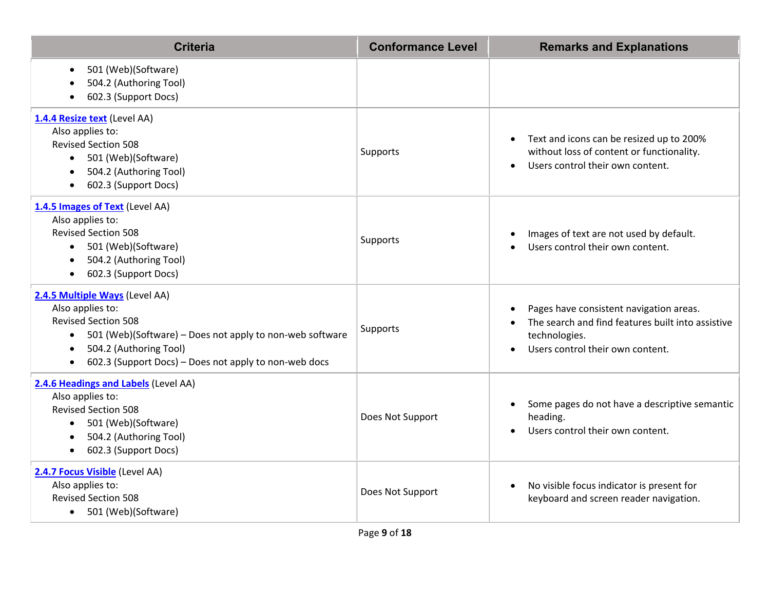| Criteria | Conformance Level | Remarks and Explanations |
| --- | --- | --- |
| • 501 (Web)(Software)<br>• 504.2 (Authoring Tool)<br>• 602.3 (Support Docs) | | |
| **1.4.4 Resize text** (Level AA)<br>Also applies to:<br>Revised Section 508<br>• 501 (Web)(Software)<br>• 504.2 (Authoring Tool)<br>• 602.3 (Support Docs) | Supports | • Text and icons can be resized up to 200% without loss of content or functionality.<br>• Users control their own content. |
| **1.4.5 Images of Text** (Level AA)<br>Also applies to:<br>Revised Section 508<br>• 501 (Web)(Software)<br>• 504.2 (Authoring Tool)<br>• 602.3 (Support Docs) | Supports | • Images of text are not used by default.<br>• Users control their own content. |
| **2.4.5 Multiple Ways** (Level AA)<br>Also applies to:<br>Revised Section 508<br>• 501 (Web)(Software) – Does not apply to non-web software<br>• 504.2 (Authoring Tool)<br>• 602.3 (Support Docs) – Does not apply to non-web docs | Supports | • Pages have consistent navigation areas.<br>• The search and find features built into assistive technologies.<br>• Users control their own content. |
| **2.4.6 Headings and Labels** (Level AA)<br>Also applies to:<br>Revised Section 508<br>• 501 (Web)(Software)<br>• 504.2 (Authoring Tool)<br>• 602.3 (Support Docs) | Does Not Support | • Some pages do not have a descriptive semantic heading.<br>• Users control their own content. |
| **2.4.7 Focus Visible** (Level AA)<br>Also applies to:<br>Revised Section 508<br>• 501 (Web)(Software) | Does Not Support | • No visible focus indicator is present for keyboard and screen reader navigation. |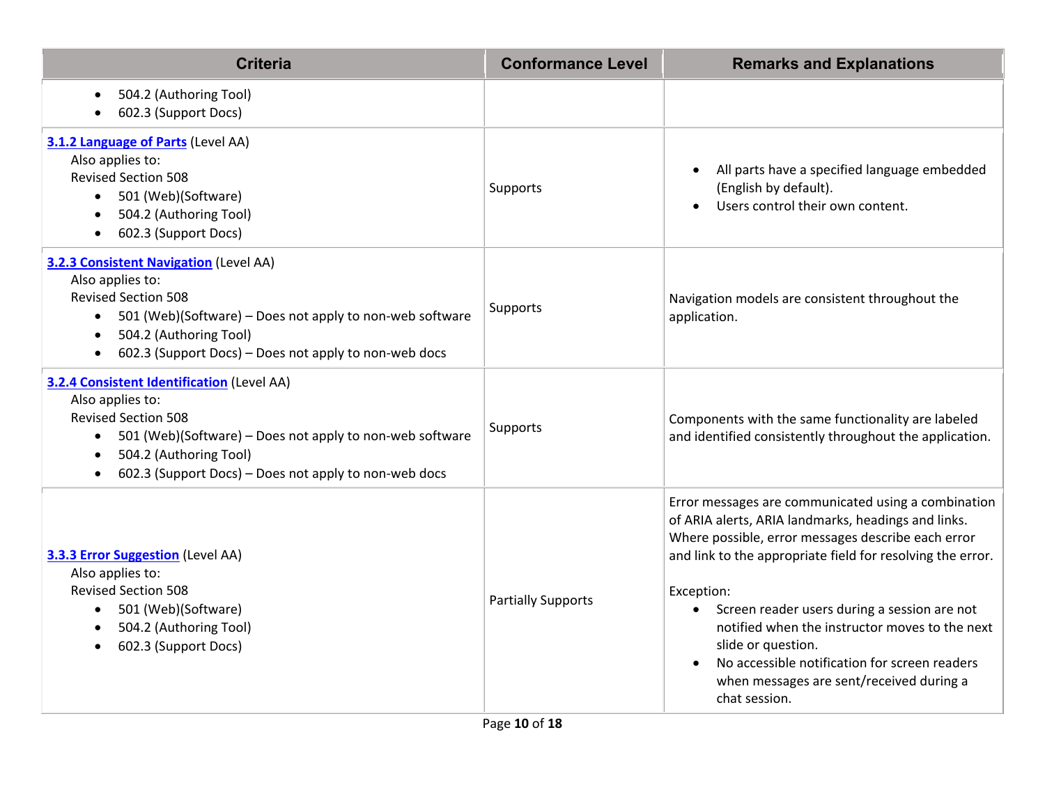| Criteria | Conformance Level | Remarks and Explanations |
|---|---|---|
| • 504.2 (Authoring Tool)<br>• 602.3 (Support Docs) | | |
| **3.1.2 Language of Parts** (Level AA)<br>Also applies to:<br>Revised Section 508<br>• 501 (Web)(Software)<br>• 504.2 (Authoring Tool)<br>• 602.3 (Support Docs) | Supports | • All parts have a specified language embedded (English by default).<br>• Users control their own content. |
| **3.2.3 Consistent Navigation** (Level AA)<br>Also applies to:<br>Revised Section 508<br>• 501 (Web)(Software) – Does not apply to non-web software<br>• 504.2 (Authoring Tool)<br>• 602.3 (Support Docs) – Does not apply to non-web docs | Supports | Navigation models are consistent throughout the application. |
| **3.2.4 Consistent Identification** (Level AA)<br>Also applies to:<br>Revised Section 508<br>• 501 (Web)(Software) – Does not apply to non-web software<br>• 504.2 (Authoring Tool)<br>• 602.3 (Support Docs) – Does not apply to non-web docs | Supports | Components with the same functionality are labeled and identified consistently throughout the application. |
| **3.3.3 Error Suggestion** (Level AA)<br>Also applies to:<br>Revised Section 508<br>• 501 (Web)(Software)<br>• 504.2 (Authoring Tool)<br>• 602.3 (Support Docs) | Partially Supports | Error messages are communicated using a combination of ARIA alerts, ARIA landmarks, headings and links. Where possible, error messages describe each error and link to the appropriate field for resolving the error.<br><br>Exception:<br>• Screen reader users during a session are not notified when the instructor moves to the next slide or question.<br>• No accessible notification for screen readers when messages are sent/received during a chat session. |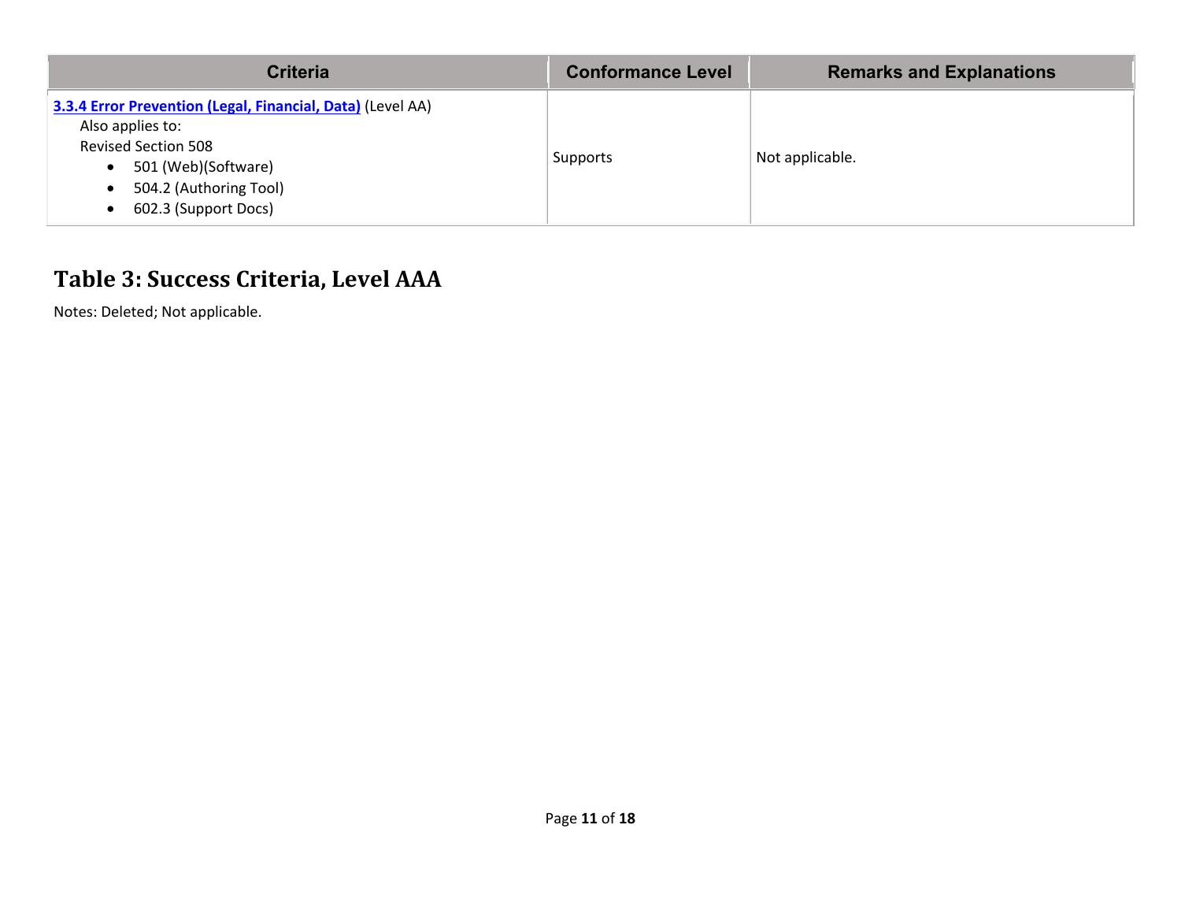| Criteria | Conformance Level | Remarks and Explanations |
|---|---|---|
| **3.3.4 Error Prevention (Legal, Financial, Data)** (Level AA)<br>Also applies to:<br>Revised Section 508<br>• 501 (Web)(Software)<br>• 504.2 (Authoring Tool)<br>• 602.3 (Support Docs) | Supports | Not applicable. |

## Table 3: Success Criteria, Level AAA

Notes: Deleted; Not applicable.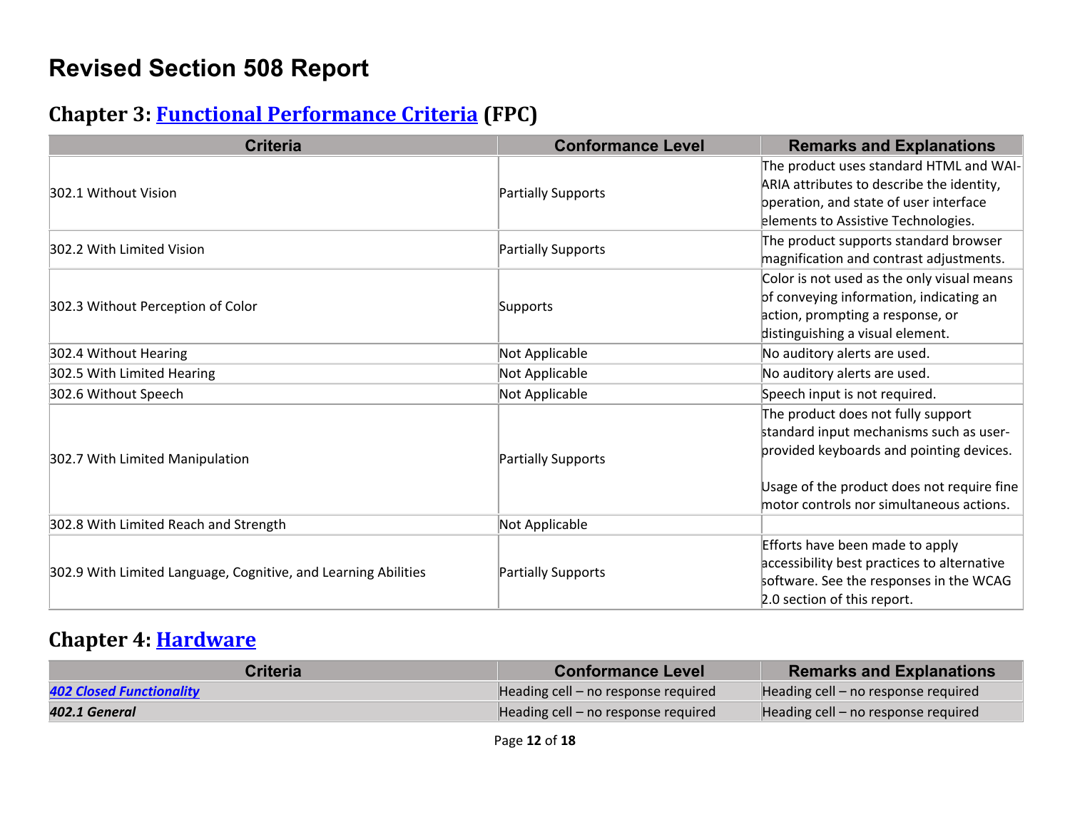# Revised Section 508 Report

## Chapter 3: [Functional Performance Criteria](#) (FPC)

| Criteria | Conformance Level | Remarks and Explanations |
| --- | --- | --- |
| 302.1 Without Vision | Partially Supports | The product uses standard HTML and WAI-ARIA attributes to describe the identity, operation, and state of user interface elements to Assistive Technologies. |
| 302.2 With Limited Vision | Partially Supports | The product supports standard browser magnification and contrast adjustments. |
| 302.3 Without Perception of Color | Supports | Color is not used as the only visual means of conveying information, indicating an action, prompting a response, or distinguishing a visual element. |
| 302.4 Without Hearing | Not Applicable | No auditory alerts are used. |
| 302.5 With Limited Hearing | Not Applicable | No auditory alerts are used. |
| 302.6 Without Speech | Not Applicable | Speech input is not required. |
| 302.7 With Limited Manipulation | Partially Supports | The product does not fully support standard input mechanisms such as user-provided keyboards and pointing devices.<br><br>Usage of the product does not require fine motor controls nor simultaneous actions. |
| 302.8 With Limited Reach and Strength | Not Applicable | |
| 302.9 With Limited Language, Cognitive, and Learning Abilities | Partially Supports | Efforts have been made to apply accessibility best practices to alternative software. See the responses in the WCAG 2.0 section of this report. |

## Chapter 4: [Hardware](#)

| Criteria | Conformance Level | Remarks and Explanations |
| --- | --- | --- |
| ***[402 Closed Functionality](#)*** | Heading cell – no response required | Heading cell – no response required |
| ***402.1 General*** | Heading cell – no response required | Heading cell – no response required |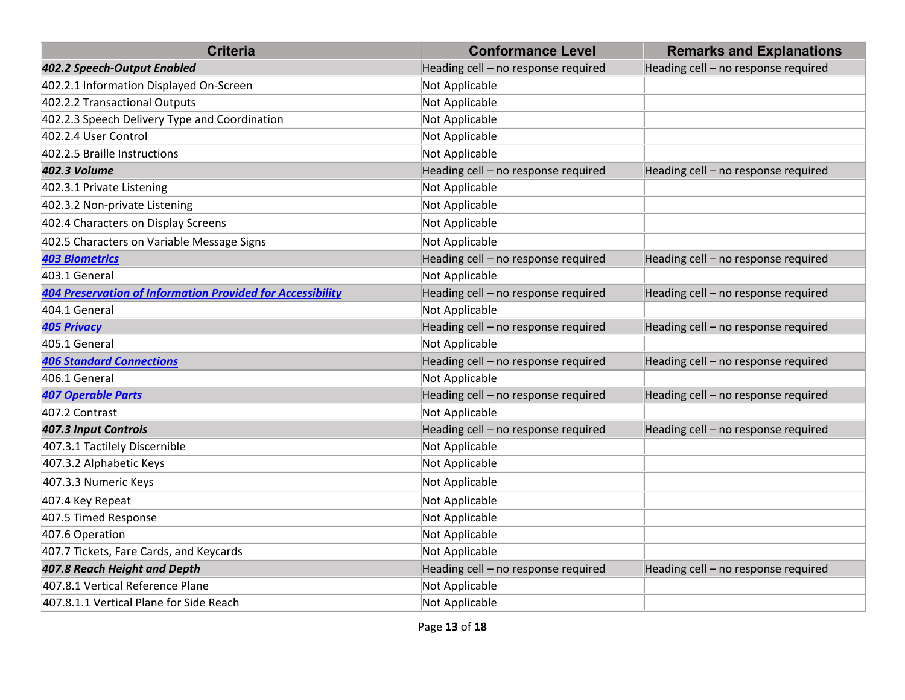| Criteria | Conformance Level | Remarks and Explanations |
| --- | --- | --- |
| ***402.2 Speech-Output Enabled*** | Heading cell – no response required | Heading cell – no response required |
| 402.2.1 Information Displayed On-Screen | Not Applicable | |
| 402.2.2 Transactional Outputs | Not Applicable | |
| 402.2.3 Speech Delivery Type and Coordination | Not Applicable | |
| 402.2.4 User Control | Not Applicable | |
| 402.2.5 Braille Instructions | Not Applicable | |
| ***402.3 Volume*** | Heading cell – no response required | Heading cell – no response required |
| 402.3.1 Private Listening | Not Applicable | |
| 402.3.2 Non-private Listening | Not Applicable | |
| 402.4 Characters on Display Screens | Not Applicable | |
| 402.5 Characters on Variable Message Signs | Not Applicable | |
| ***403 Biometrics*** | Heading cell – no response required | Heading cell – no response required |
| 403.1 General | Not Applicable | |
| ***404 Preservation of Information Provided for Accessibility*** | Heading cell – no response required | Heading cell – no response required |
| 404.1 General | Not Applicable | |
| ***405 Privacy*** | Heading cell – no response required | Heading cell – no response required |
| 405.1 General | Not Applicable | |
| ***406 Standard Connections*** | Heading cell – no response required | Heading cell – no response required |
| 406.1 General | Not Applicable | |
| ***407 Operable Parts*** | Heading cell – no response required | Heading cell – no response required |
| 407.2 Contrast | Not Applicable | |
| ***407.3 Input Controls*** | Heading cell – no response required | Heading cell – no response required |
| 407.3.1 Tactilely Discernible | Not Applicable | |
| 407.3.2 Alphabetic Keys | Not Applicable | |
| 407.3.3 Numeric Keys | Not Applicable | |
| 407.4 Key Repeat | Not Applicable | |
| 407.5 Timed Response | Not Applicable | |
| 407.6 Operation | Not Applicable | |
| 407.7 Tickets, Fare Cards, and Keycards | Not Applicable | |
| ***407.8 Reach Height and Depth*** | Heading cell – no response required | Heading cell – no response required |
| 407.8.1 Vertical Reference Plane | Not Applicable | |
| 407.8.1.1 Vertical Plane for Side Reach | Not Applicable | |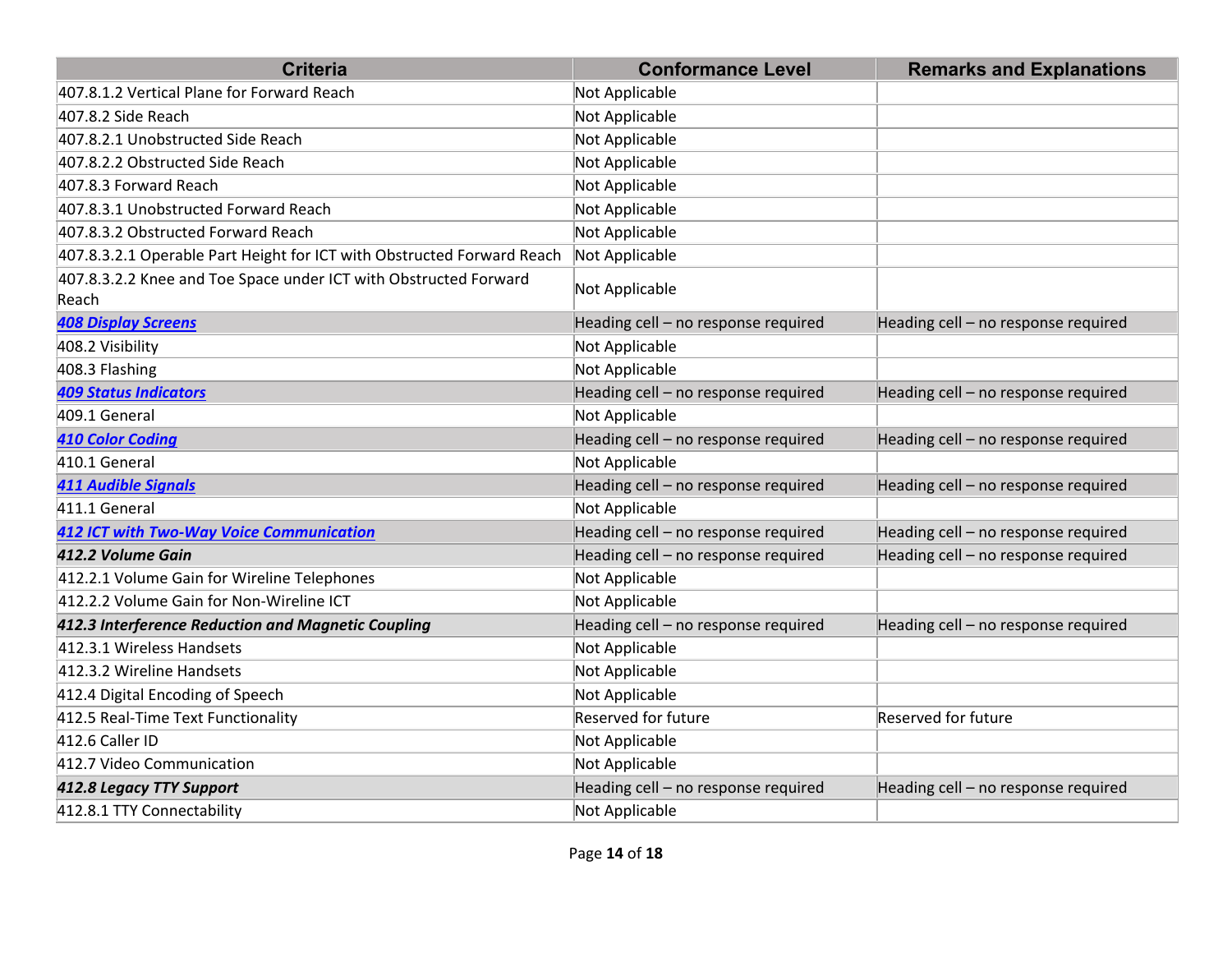| Criteria | Conformance Level | Remarks and Explanations |
| --- | --- | --- |
| 407.8.1.2 Vertical Plane for Forward Reach | Not Applicable | |
| 407.8.2 Side Reach | Not Applicable | |
| 407.8.2.1 Unobstructed Side Reach | Not Applicable | |
| 407.8.2.2 Obstructed Side Reach | Not Applicable | |
| 407.8.3 Forward Reach | Not Applicable | |
| 407.8.3.1 Unobstructed Forward Reach | Not Applicable | |
| 407.8.3.2 Obstructed Forward Reach | Not Applicable | |
| 407.8.3.2.1 Operable Part Height for ICT with Obstructed Forward Reach | Not Applicable | |
| 407.8.3.2.2 Knee and Toe Space under ICT with Obstructed Forward Reach | Not Applicable | |
| ***408 Display Screens*** | Heading cell – no response required | Heading cell – no response required |
| 408.2 Visibility | Not Applicable | |
| 408.3 Flashing | Not Applicable | |
| ***409 Status Indicators*** | Heading cell – no response required | Heading cell – no response required |
| 409.1 General | Not Applicable | |
| ***410 Color Coding*** | Heading cell – no response required | Heading cell – no response required |
| 410.1 General | Not Applicable | |
| ***411 Audible Signals*** | Heading cell – no response required | Heading cell – no response required |
| 411.1 General | Not Applicable | |
| ***412 ICT with Two-Way Voice Communication*** | Heading cell – no response required | Heading cell – no response required |
| ***412.2 Volume Gain*** | Heading cell – no response required | Heading cell – no response required |
| 412.2.1 Volume Gain for Wireline Telephones | Not Applicable | |
| 412.2.2 Volume Gain for Non-Wireline ICT | Not Applicable | |
| ***412.3 Interference Reduction and Magnetic Coupling*** | Heading cell – no response required | Heading cell – no response required |
| 412.3.1 Wireless Handsets | Not Applicable | |
| 412.3.2 Wireline Handsets | Not Applicable | |
| 412.4 Digital Encoding of Speech | Not Applicable | |
| 412.5 Real-Time Text Functionality | Reserved for future | Reserved for future |
| 412.6 Caller ID | Not Applicable | |
| 412.7 Video Communication | Not Applicable | |
| ***412.8 Legacy TTY Support*** | Heading cell – no response required | Heading cell – no response required |
| 412.8.1 TTY Connectability | Not Applicable | |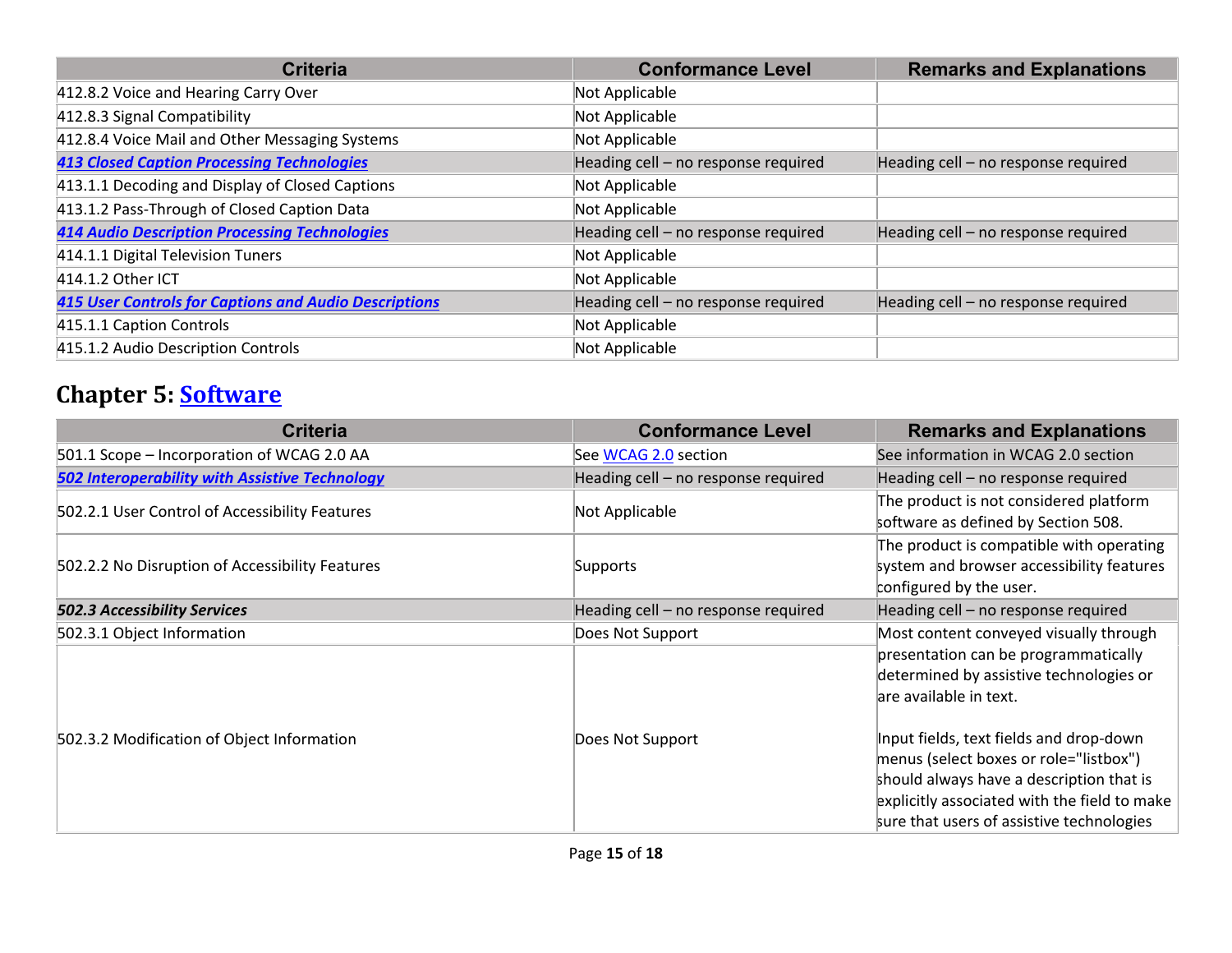| Criteria | Conformance Level | Remarks and Explanations |
| --- | --- | --- |
| 412.8.2 Voice and Hearing Carry Over | Not Applicable | |
| 412.8.3 Signal Compatibility | Not Applicable | |
| 412.8.4 Voice Mail and Other Messaging Systems | Not Applicable | |
| ***413 Closed Caption Processing Technologies*** | Heading cell – no response required | Heading cell – no response required |
| 413.1.1 Decoding and Display of Closed Captions | Not Applicable | |
| 413.1.2 Pass-Through of Closed Caption Data | Not Applicable | |
| ***414 Audio Description Processing Technologies*** | Heading cell – no response required | Heading cell – no response required |
| 414.1.1 Digital Television Tuners | Not Applicable | |
| 414.1.2 Other ICT | Not Applicable | |
| ***415 User Controls for Captions and Audio Descriptions*** | Heading cell – no response required | Heading cell – no response required |
| 415.1.1 Caption Controls | Not Applicable | |
| 415.1.2 Audio Description Controls | Not Applicable | |

## Chapter 5: Software

| Criteria | Conformance Level | Remarks and Explanations |
| --- | --- | --- |
| 501.1 Scope – Incorporation of WCAG 2.0 AA | See WCAG 2.0 section | See information in WCAG 2.0 section |
| ***502 Interoperability with Assistive Technology*** | Heading cell – no response required | Heading cell – no response required |
| 502.2.1 User Control of Accessibility Features | Not Applicable | The product is not considered platform software as defined by Section 508. |
| 502.2.2 No Disruption of Accessibility Features | Supports | The product is compatible with operating system and browser accessibility features configured by the user. |
| ***502.3 Accessibility Services*** | Heading cell – no response required | Heading cell – no response required |
| 502.3.1 Object Information | Does Not Support | Most content conveyed visually through presentation can be programmatically determined by assistive technologies or are available in text. |
| 502.3.2 Modification of Object Information | Does Not Support | Input fields, text fields and drop-down menus (select boxes or role="listbox") should always have a description that is explicitly associated with the field to make sure that users of assistive technologies |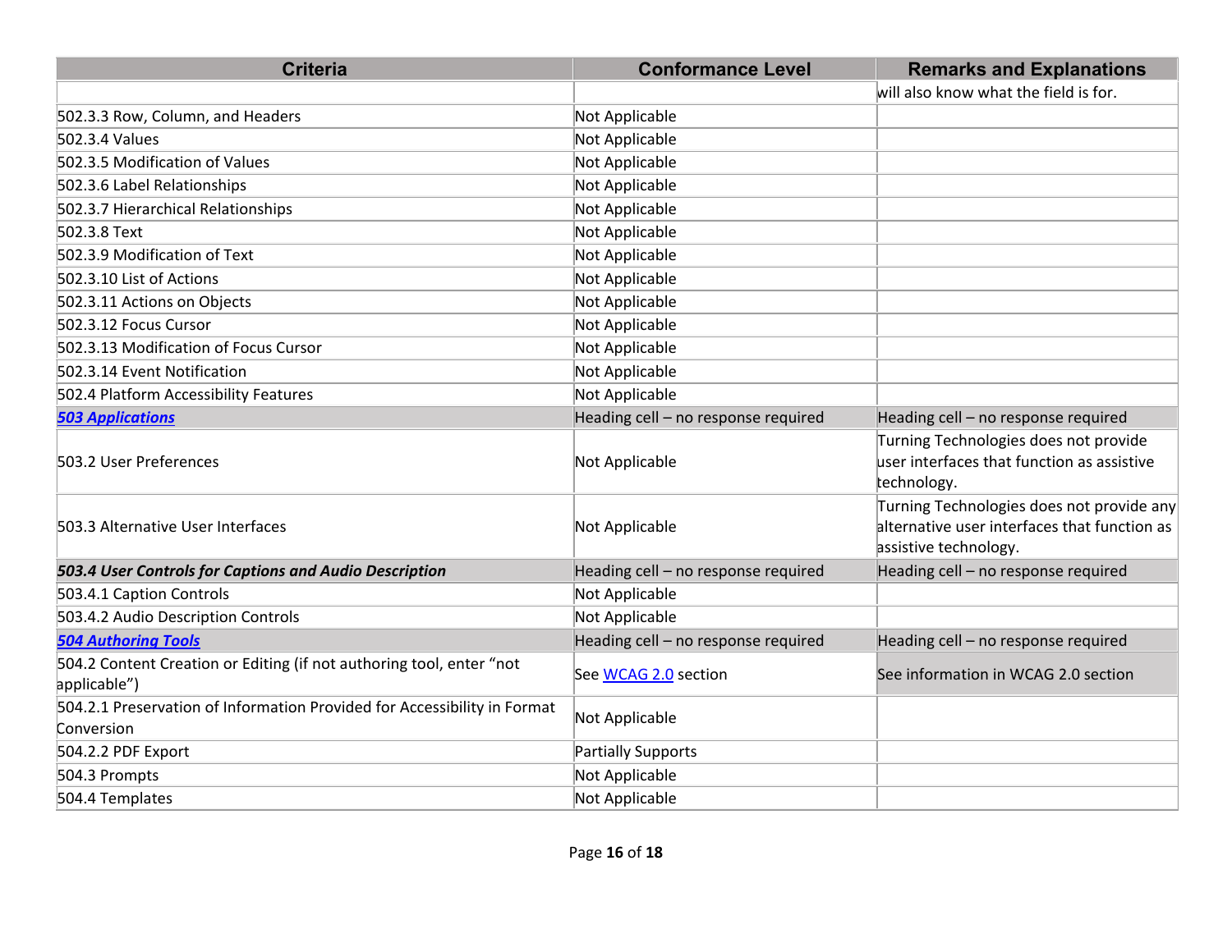| Criteria | Conformance Level | Remarks and Explanations |
| --- | --- | --- |
| | | will also know what the field is for. |
| 502.3.3 Row, Column, and Headers | Not Applicable | |
| 502.3.4 Values | Not Applicable | |
| 502.3.5 Modification of Values | Not Applicable | |
| 502.3.6 Label Relationships | Not Applicable | |
| 502.3.7 Hierarchical Relationships | Not Applicable | |
| 502.3.8 Text | Not Applicable | |
| 502.3.9 Modification of Text | Not Applicable | |
| 502.3.10 List of Actions | Not Applicable | |
| 502.3.11 Actions on Objects | Not Applicable | |
| 502.3.12 Focus Cursor | Not Applicable | |
| 502.3.13 Modification of Focus Cursor | Not Applicable | |
| 502.3.14 Event Notification | Not Applicable | |
| 502.4 Platform Accessibility Features | Not Applicable | |
| ***503 Applications*** | Heading cell – no response required | Heading cell – no response required |
| 503.2 User Preferences | Not Applicable | Turning Technologies does not provide user interfaces that function as assistive technology. |
| 503.3 Alternative User Interfaces | Not Applicable | Turning Technologies does not provide any alternative user interfaces that function as assistive technology. |
| ***503.4 User Controls for Captions and Audio Description*** | Heading cell – no response required | Heading cell – no response required |
| 503.4.1 Caption Controls | Not Applicable | |
| 503.4.2 Audio Description Controls | Not Applicable | |
| ***504 Authoring Tools*** | Heading cell – no response required | Heading cell – no response required |
| 504.2 Content Creation or Editing (if not authoring tool, enter “not applicable”) | See WCAG 2.0 section | See information in WCAG 2.0 section |
| 504.2.1 Preservation of Information Provided for Accessibility in Format Conversion | Not Applicable | |
| 504.2.2 PDF Export | Partially Supports | |
| 504.3 Prompts | Not Applicable | |
| 504.4 Templates | Not Applicable | |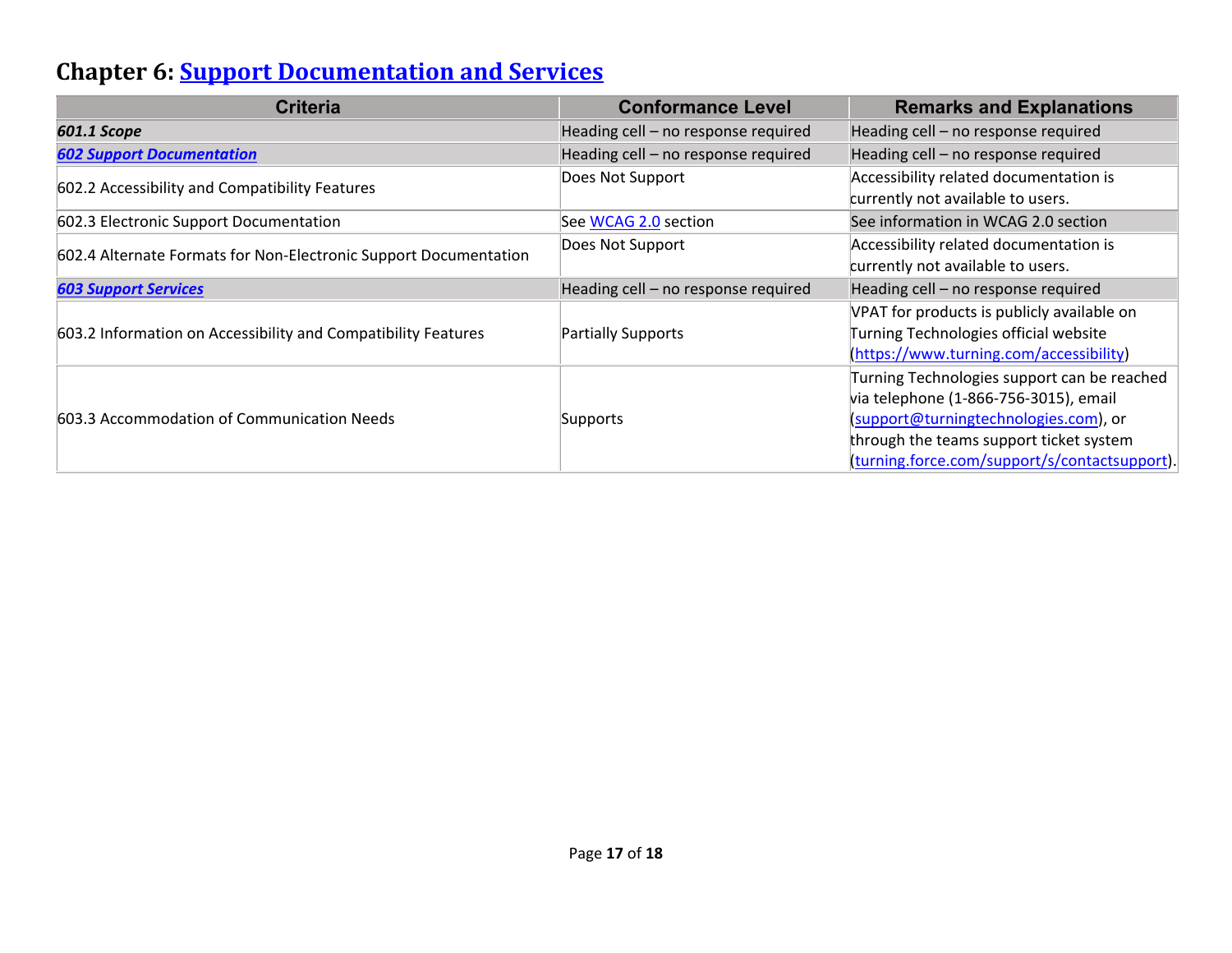## Chapter 6: [Support Documentation and Services]

| Criteria | Conformance Level | Remarks and Explanations |
| --- | --- | --- |
| ***601.1 Scope*** | Heading cell – no response required | Heading cell – no response required |
| ***602 Support Documentation*** | Heading cell – no response required | Heading cell – no response required |
| 602.2 Accessibility and Compatibility Features | Does Not Support | Accessibility related documentation is currently not available to users. |
| 602.3 Electronic Support Documentation | See WCAG 2.0 section | See information in WCAG 2.0 section |
| 602.4 Alternate Formats for Non-Electronic Support Documentation | Does Not Support | Accessibility related documentation is currently not available to users. |
| ***603 Support Services*** | Heading cell – no response required | Heading cell – no response required |
| 603.2 Information on Accessibility and Compatibility Features | Partially Supports | VPAT for products is publicly available on Turning Technologies official website (https://www.turning.com/accessibility) |
| 603.3 Accommodation of Communication Needs | Supports | Turning Technologies support can be reached via telephone (1-866-756-3015), email (support@turningtechnologies.com), or through the teams support ticket system (turning.force.com/support/s/contactsupport). |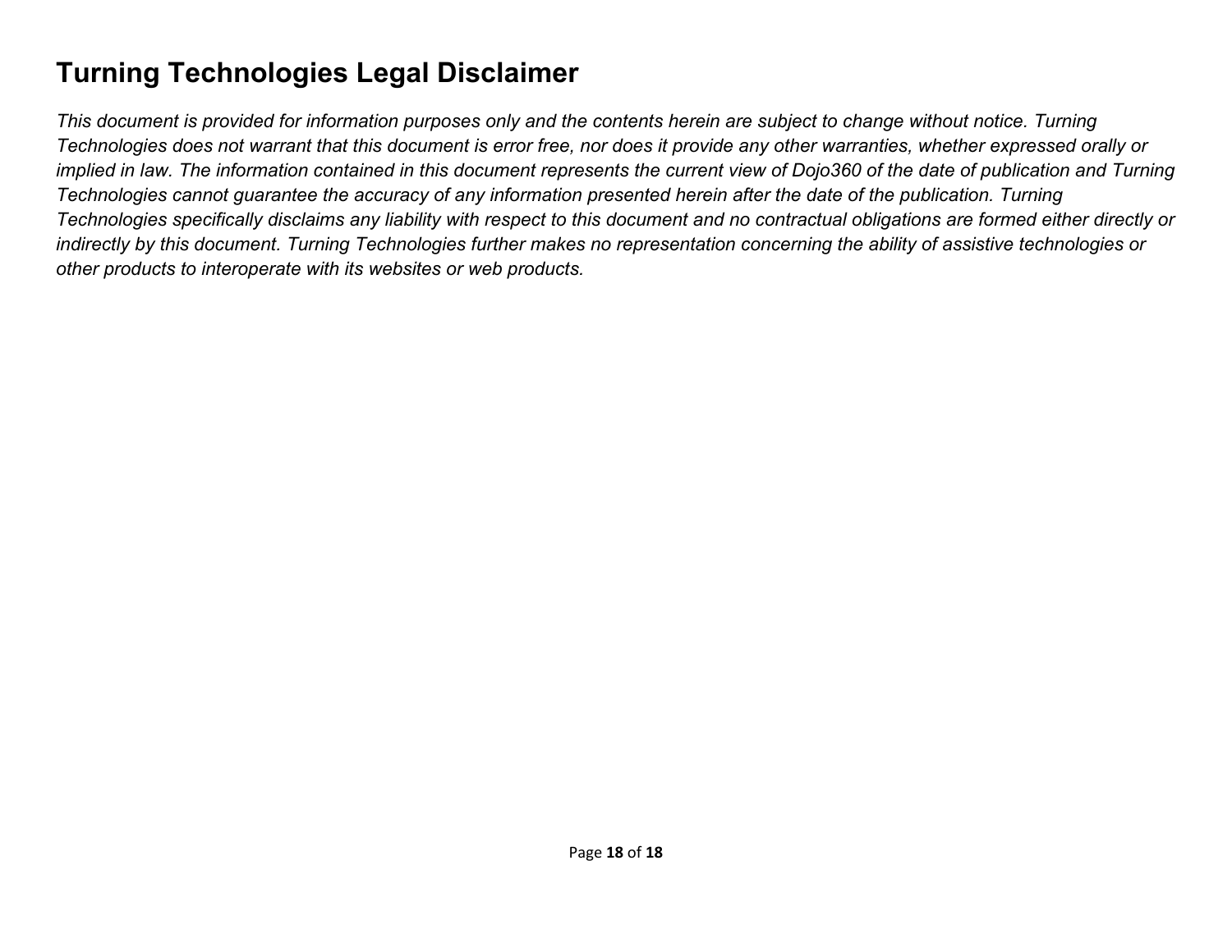# Turning Technologies Legal Disclaimer

*This document is provided for information purposes only and the contents herein are subject to change without notice. Turning Technologies does not warrant that this document is error free, nor does it provide any other warranties, whether expressed orally or implied in law. The information contained in this document represents the current view of Dojo360 of the date of publication and Turning Technologies cannot guarantee the accuracy of any information presented herein after the date of the publication. Turning Technologies specifically disclaims any liability with respect to this document and no contractual obligations are formed either directly or indirectly by this document. Turning Technologies further makes no representation concerning the ability of assistive technologies or other products to interoperate with its websites or web products.*